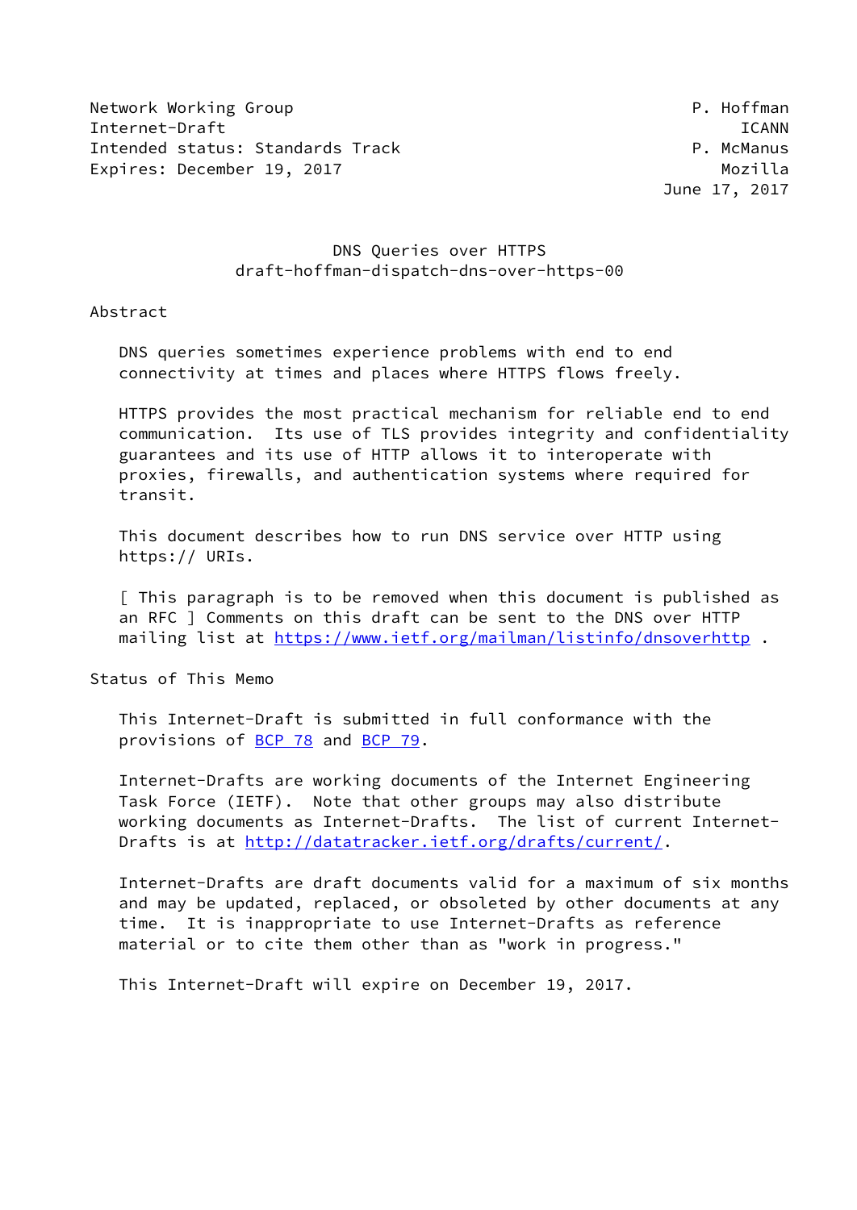Network Working Group P. Hoffman
Internet-Draft ICANN
Intended status: Standards Track P. McManus
Expires: December 19, 2017 Mozilla
June 17, 2017

# DNS Queries over HTTPS
## draft-hoffman-dispatch-dns-over-https-00

## Abstract

DNS queries sometimes experience problems with end to end connectivity at times and places where HTTPS flows freely.

HTTPS provides the most practical mechanism for reliable end to end communication. Its use of TLS provides integrity and confidentiality guarantees and its use of HTTP allows it to interoperate with proxies, firewalls, and authentication systems where required for transit.

This document describes how to run DNS service over HTTP using https:// URIs.

[ This paragraph is to be removed when this document is published as an RFC ] Comments on this draft can be sent to the DNS over HTTP mailing list at https://www.ietf.org/mailman/listinfo/dnsoverhttp .

## Status of This Memo

This Internet-Draft is submitted in full conformance with the provisions of BCP 78 and BCP 79.

Internet-Drafts are working documents of the Internet Engineering Task Force (IETF). Note that other groups may also distribute working documents as Internet-Drafts. The list of current Internet-Drafts is at http://datatracker.ietf.org/drafts/current/.

Internet-Drafts are draft documents valid for a maximum of six months and may be updated, replaced, or obsoleted by other documents at any time. It is inappropriate to use Internet-Drafts as reference material or to cite them other than as "work in progress."

This Internet-Draft will expire on December 19, 2017.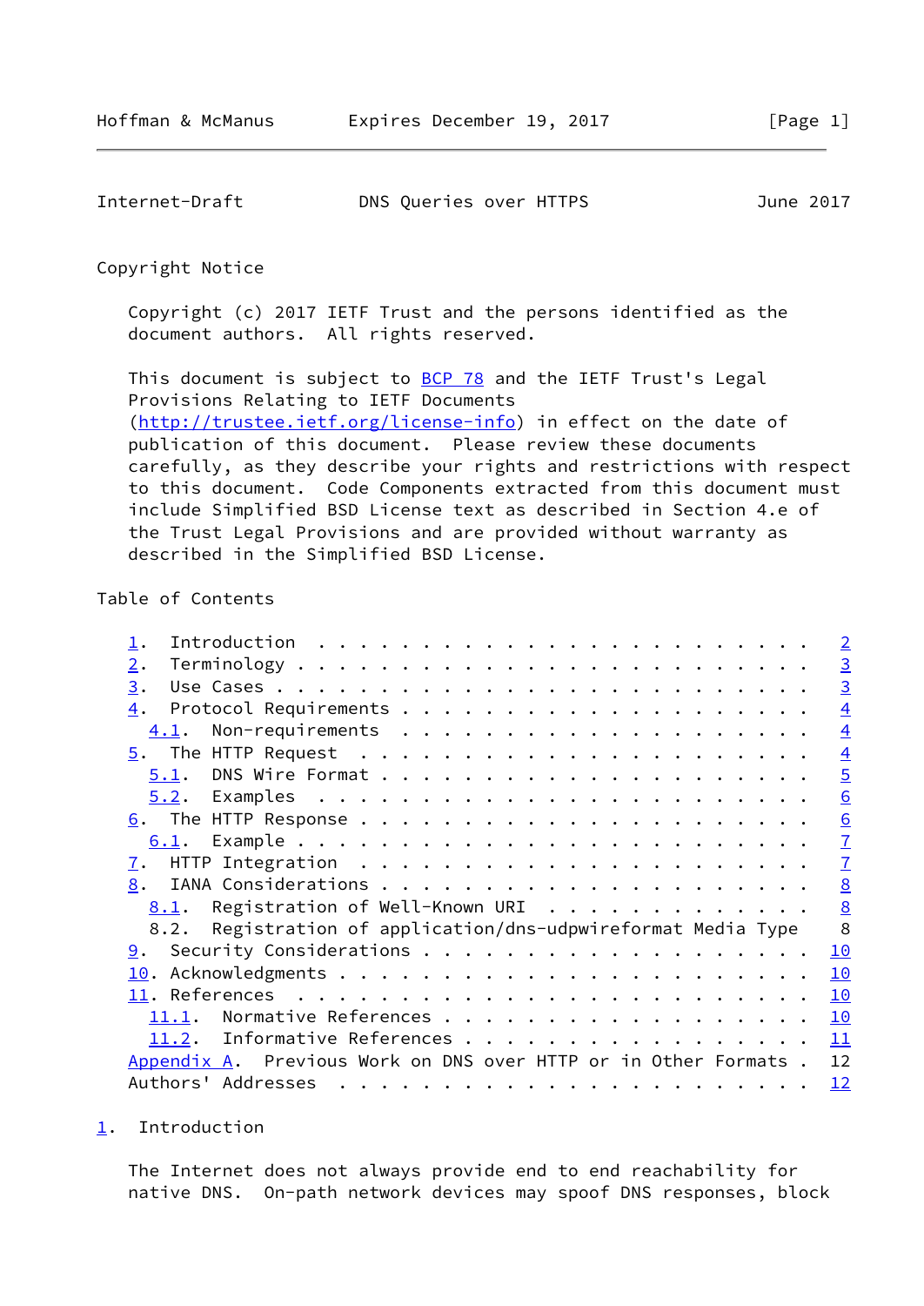## Copyright Notice

Copyright (c) 2017 IETF Trust and the persons identified as the document authors. All rights reserved.

This document is subject to BCP 78 and the IETF Trust's Legal Provisions Relating to IETF Documents (http://trustee.ietf.org/license-info) in effect on the date of publication of this document. Please review these documents carefully, as they describe your rights and restrictions with respect to this document. Code Components extracted from this document must include Simplified BSD License text as described in Section 4.e of the Trust Legal Provisions and are provided without warranty as described in the Simplified BSD License.

## Table of Contents

```
   1.  Introduction . . . . . . . . . . . . . . . . . . . . . . . .   2
   2.  Terminology  . . . . . . . . . . . . . . . . . . . . . . . .   3
   3.  Use Cases  . . . . . . . . . . . . . . . . . . . . . . . . .   3
   4.  Protocol Requirements  . . . . . . . . . . . . . . . . . . .   4
     4.1.  Non-requirements . . . . . . . . . . . . . . . . . . . .   4
   5.  The HTTP Request . . . . . . . . . . . . . . . . . . . . . .   4
     5.1.  DNS Wire Format  . . . . . . . . . . . . . . . . . . . .   5
     5.2.  Examples . . . . . . . . . . . . . . . . . . . . . . . .   6
   6.  The HTTP Response  . . . . . . . . . . . . . . . . . . . . .   6
     6.1.  Example  . . . . . . . . . . . . . . . . . . . . . . . .   7
   7.  HTTP Integration . . . . . . . . . . . . . . . . . . . . . .   7
   8.  IANA Considerations  . . . . . . . . . . . . . . . . . . . .   8
     8.1.  Registration of Well-Known URI . . . . . . . . . . . . .   8
     8.2.  Registration of application/dns-udpwireformat Media Type   8
   9.  Security Considerations  . . . . . . . . . . . . . . . . . .  10
   10. Acknowledgments  . . . . . . . . . . . . . . . . . . . . . .  10
   11. References . . . . . . . . . . . . . . . . . . . . . . . . .  10
     11.1.  Normative References  . . . . . . . . . . . . . . . . .  10
     11.2.  Informative References  . . . . . . . . . . . . . . . .  11
   Appendix A.  Previous Work on DNS over HTTP or in Other Formats .  12
   Authors' Addresses . . . . . . . . . . . . . . . . . . . . . . .  12
```

## 1. Introduction

The Internet does not always provide end to end reachability for native DNS. On-path network devices may spoof DNS responses, block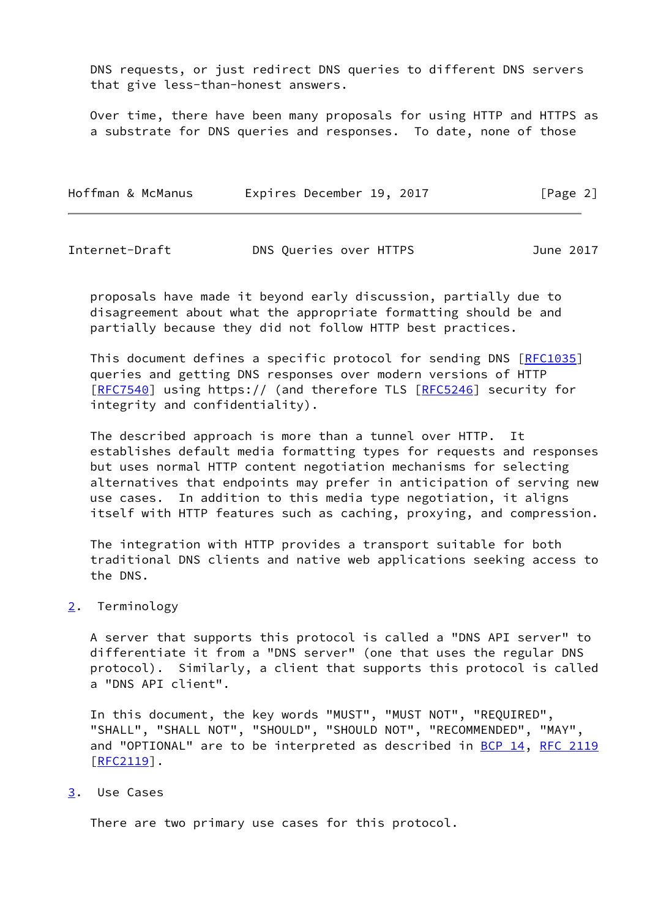DNS requests, or just redirect DNS queries to different DNS servers that give less-than-honest answers.

Over time, there have been many proposals for using HTTP and HTTPS as a substrate for DNS queries and responses. To date, none of those proposals have made it beyond early discussion, partially due to disagreement about what the appropriate formatting should be and partially because they did not follow HTTP best practices.

This document defines a specific protocol for sending DNS [RFC1035] queries and getting DNS responses over modern versions of HTTP [RFC7540] using https:// (and therefore TLS [RFC5246] security for integrity and confidentiality).

The described approach is more than a tunnel over HTTP. It establishes default media formatting types for requests and responses but uses normal HTTP content negotiation mechanisms for selecting alternatives that endpoints may prefer in anticipation of serving new use cases. In addition to this media type negotiation, it aligns itself with HTTP features such as caching, proxying, and compression.

The integration with HTTP provides a transport suitable for both traditional DNS clients and native web applications seeking access to the DNS.

## 2. Terminology

A server that supports this protocol is called a "DNS API server" to differentiate it from a "DNS server" (one that uses the regular DNS protocol). Similarly, a client that supports this protocol is called a "DNS API client".

In this document, the key words "MUST", "MUST NOT", "REQUIRED", "SHALL", "SHALL NOT", "SHOULD", "SHOULD NOT", "RECOMMENDED", "MAY", and "OPTIONAL" are to be interpreted as described in BCP 14, RFC 2119 [RFC2119].

## 3. Use Cases

There are two primary use cases for this protocol.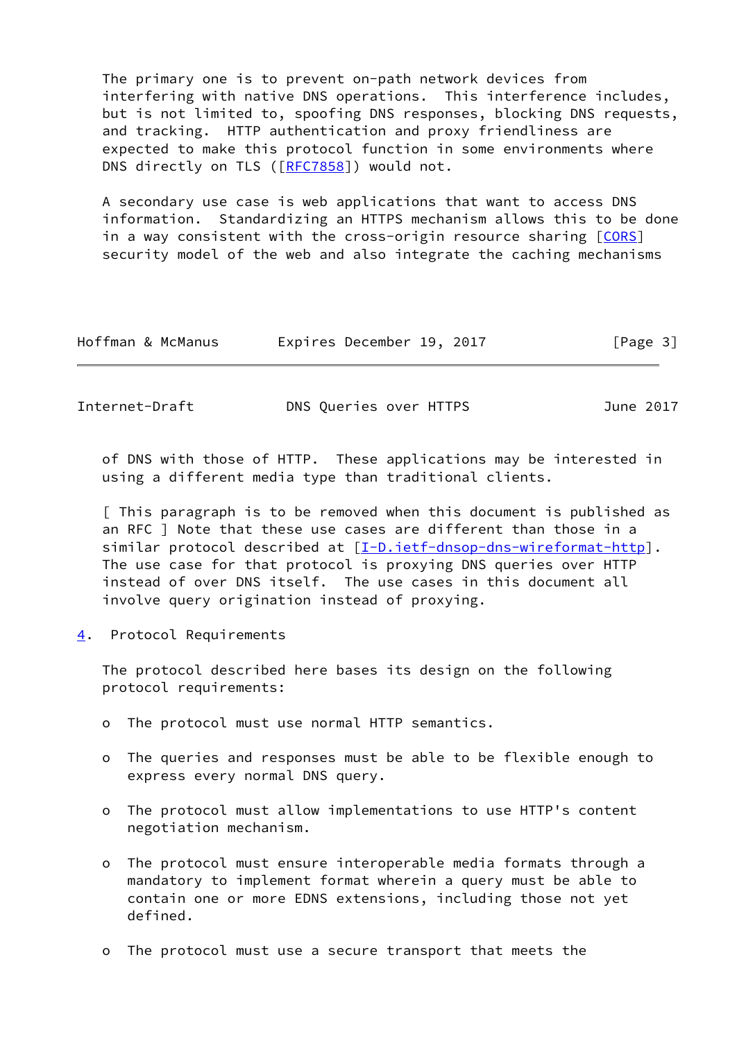The primary one is to prevent on-path network devices from interfering with native DNS operations. This interference includes, but is not limited to, spoofing DNS responses, blocking DNS requests, and tracking. HTTP authentication and proxy friendliness are expected to make this protocol function in some environments where DNS directly on TLS ([RFC7858]) would not.

A secondary use case is web applications that want to access DNS information. Standardizing an HTTPS mechanism allows this to be done in a way consistent with the cross-origin resource sharing [CORS] security model of the web and also integrate the caching mechanisms of DNS with those of HTTP. These applications may be interested in using a different media type than traditional clients.

[ This paragraph is to be removed when this document is published as an RFC ] Note that these use cases are different than those in a similar protocol described at [I-D.ietf-dnsop-dns-wireformat-http]. The use case for that protocol is proxying DNS queries over HTTP instead of over DNS itself. The use cases in this document all involve query origination instead of proxying.

## 4. Protocol Requirements

The protocol described here bases its design on the following protocol requirements:

- The protocol must use normal HTTP semantics.

- The queries and responses must be able to be flexible enough to express every normal DNS query.

- The protocol must allow implementations to use HTTP's content negotiation mechanism.

- The protocol must ensure interoperable media formats through a mandatory to implement format wherein a query must be able to contain one or more EDNS extensions, including those not yet defined.

- The protocol must use a secure transport that meets the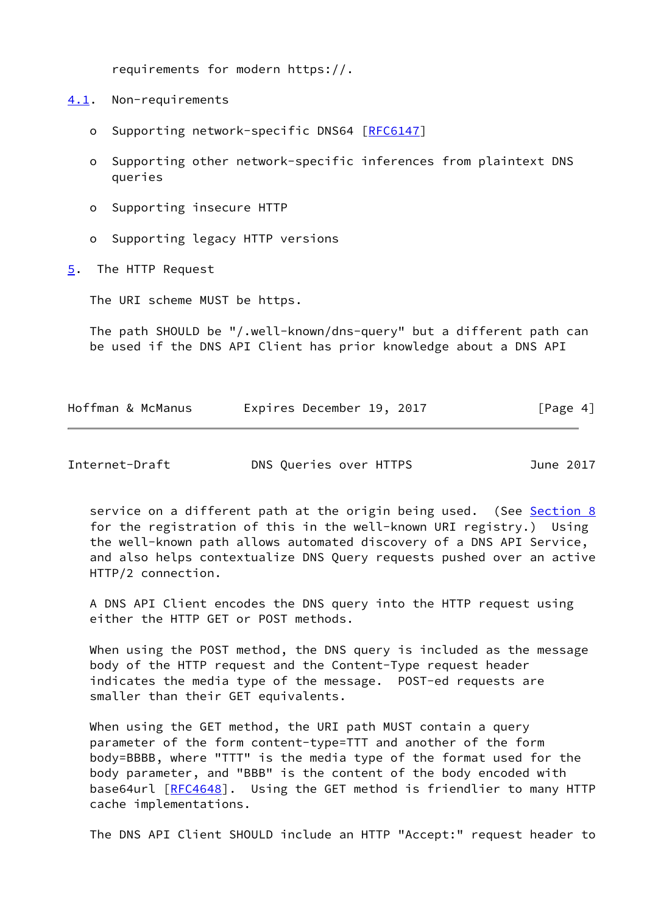requirements for modern https://.

## 4.1. Non-requirements

- Supporting network-specific DNS64 [RFC6147]
- Supporting other network-specific inferences from plaintext DNS queries
- Supporting insecure HTTP
- Supporting legacy HTTP versions

# 5. The HTTP Request

The URI scheme MUST be https.

The path SHOULD be "/.well-known/dns-query" but a different path can be used if the DNS API Client has prior knowledge about a DNS API service on a different path at the origin being used. (See Section 8 for the registration of this in the well-known URI registry.) Using the well-known path allows automated discovery of a DNS API Service, and also helps contextualize DNS Query requests pushed over an active HTTP/2 connection.

A DNS API Client encodes the DNS query into the HTTP request using either the HTTP GET or POST methods.

When using the POST method, the DNS query is included as the message body of the HTTP request and the Content-Type request header indicates the media type of the message. POST-ed requests are smaller than their GET equivalents.

When using the GET method, the URI path MUST contain a query parameter of the form content-type=TTT and another of the form body=BBBB, where "TTT" is the media type of the format used for the body parameter, and "BBB" is the content of the body encoded with base64url [RFC4648]. Using the GET method is friendlier to many HTTP cache implementations.

The DNS API Client SHOULD include an HTTP "Accept:" request header to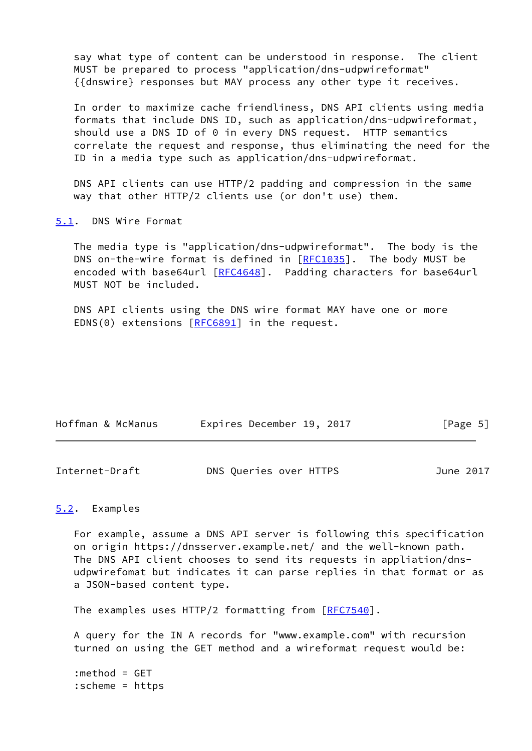say what type of content can be understood in response. The client MUST be prepared to process "application/dns-udpwireformat" {{dnswire}} responses but MAY process any other type it receives.

In order to maximize cache friendliness, DNS API clients using media formats that include DNS ID, such as application/dns-udpwireformat, should use a DNS ID of 0 in every DNS request. HTTP semantics correlate the request and response, thus eliminating the need for the ID in a media type such as application/dns-udpwireformat.

DNS API clients can use HTTP/2 padding and compression in the same way that other HTTP/2 clients use (or don't use) them.

## 5.1. DNS Wire Format

The media type is "application/dns-udpwireformat". The body is the DNS on-the-wire format is defined in [RFC1035]. The body MUST be encoded with base64url [RFC4648]. Padding characters for base64url MUST NOT be included.

DNS API clients using the DNS wire format MAY have one or more EDNS(0) extensions [RFC6891] in the request.

## 5.2. Examples

For example, assume a DNS API server is following this specification on origin https://dnsserver.example.net/ and the well-known path. The DNS API client chooses to send its requests in appliation/dns-udpwirefomat but indicates it can parse replies in that format or as a JSON-based content type.

The examples uses HTTP/2 formatting from [RFC7540].

A query for the IN A records for "www.example.com" with recursion turned on using the GET method and a wireformat request would be:

```
:method = GET
:scheme = https
```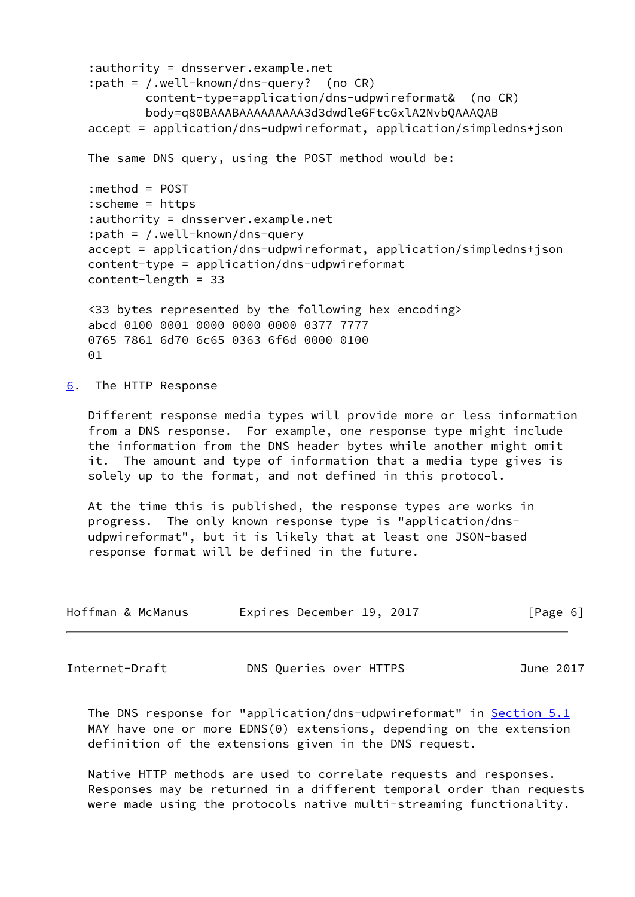```
:authority = dnsserver.example.net
:path = /.well-known/dns-query?  (no CR)
        content-type=application/dns-udpwireformat&  (no CR)
        body=q80BAAABAAAAAAAAA3d3dwdleGFtcGxlA2NvbQAAAQAB
accept = application/dns-udpwireformat, application/simpledns+json
```

The same DNS query, using the POST method would be:

```
:method = POST
:scheme = https
:authority = dnsserver.example.net
:path = /.well-known/dns-query
accept = application/dns-udpwireformat, application/simpledns+json
content-type = application/dns-udpwireformat
content-length = 33

<33 bytes represented by the following hex encoding>
abcd 0100 0001 0000 0000 0000 0377 7777
0765 7861 6d70 6c65 0363 6f6d 0000 0100
01
```

## 6. The HTTP Response

Different response media types will provide more or less information from a DNS response. For example, one response type might include the information from the DNS header bytes while another might omit it. The amount and type of information that a media type gives is solely up to the format, and not defined in this protocol.

At the time this is published, the response types are works in progress. The only known response type is "application/dns-udpwireformat", but it is likely that at least one JSON-based response format will be defined in the future.

The DNS response for "application/dns-udpwireformat" in Section 5.1 MAY have one or more EDNS(0) extensions, depending on the extension definition of the extensions given in the DNS request.

Native HTTP methods are used to correlate requests and responses. Responses may be returned in a different temporal order than requests were made using the protocols native multi-streaming functionality.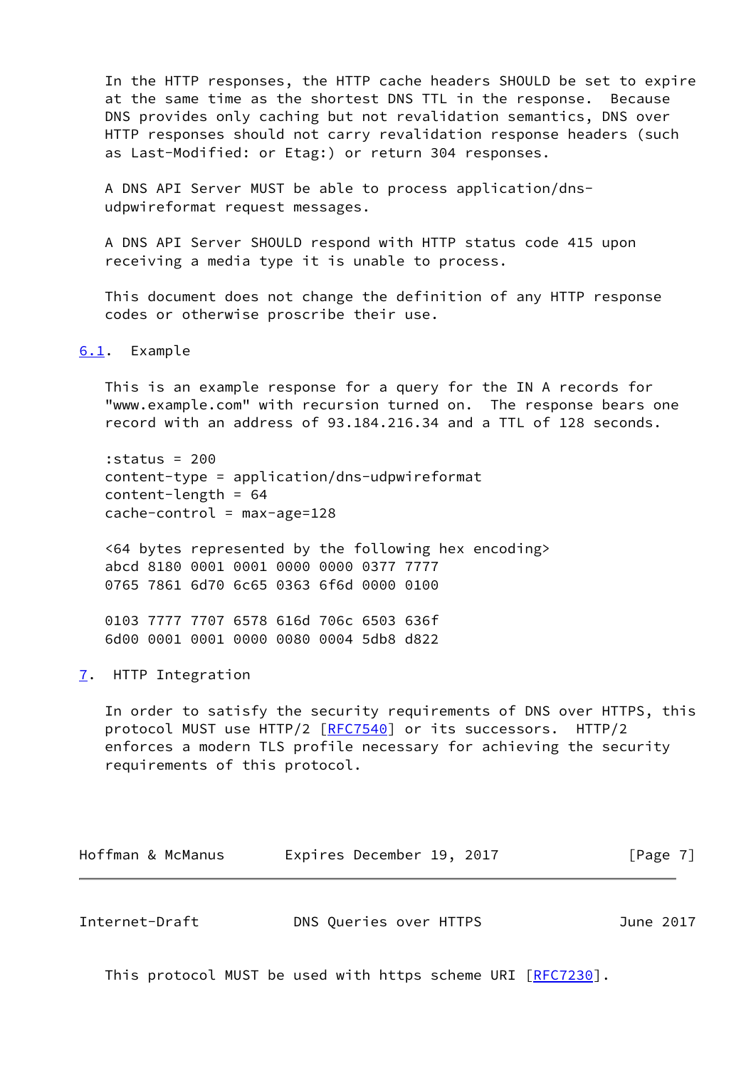In the HTTP responses, the HTTP cache headers SHOULD be set to expire at the same time as the shortest DNS TTL in the response. Because DNS provides only caching but not revalidation semantics, DNS over HTTP responses should not carry revalidation response headers (such as Last-Modified: or Etag:) or return 304 responses.

A DNS API Server MUST be able to process application/dns-udpwireformat request messages.

A DNS API Server SHOULD respond with HTTP status code 415 upon receiving a media type it is unable to process.

This document does not change the definition of any HTTP response codes or otherwise proscribe their use.

### 6.1. Example

This is an example response for a query for the IN A records for "www.example.com" with recursion turned on. The response bears one record with an address of 93.184.216.34 and a TTL of 128 seconds.

```
:status = 200
content-type = application/dns-udpwireformat
content-length = 64
cache-control = max-age=128

<64 bytes represented by the following hex encoding>
abcd 8180 0001 0001 0000 0000 0377 7777
0765 7861 6d70 6c65 0363 6f6d 0000 0100

0103 7777 7707 6578 616d 706c 6503 636f
6d00 0001 0001 0000 0080 0004 5db8 d822
```

## 7. HTTP Integration

In order to satisfy the security requirements of DNS over HTTPS, this protocol MUST use HTTP/2 [RFC7540] or its successors. HTTP/2 enforces a modern TLS profile necessary for achieving the security requirements of this protocol.

This protocol MUST be used with https scheme URI [RFC7230].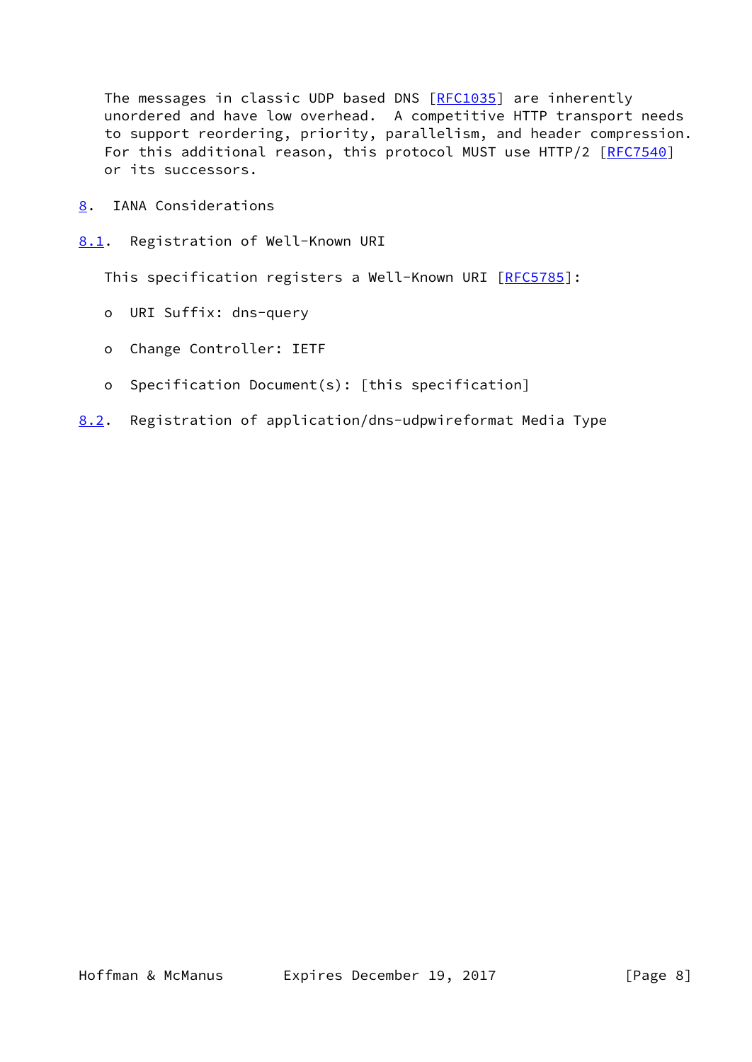The messages in classic UDP based DNS [RFC1035] are inherently unordered and have low overhead. A competitive HTTP transport needs to support reordering, priority, parallelism, and header compression. For this additional reason, this protocol MUST use HTTP/2 [RFC7540] or its successors.

# 8. IANA Considerations

## 8.1. Registration of Well-Known URI

This specification registers a Well-Known URI [RFC5785]:

- URI Suffix: dns-query
- Change Controller: IETF
- Specification Document(s): [this specification]

## 8.2. Registration of application/dns-udpwireformat Media Type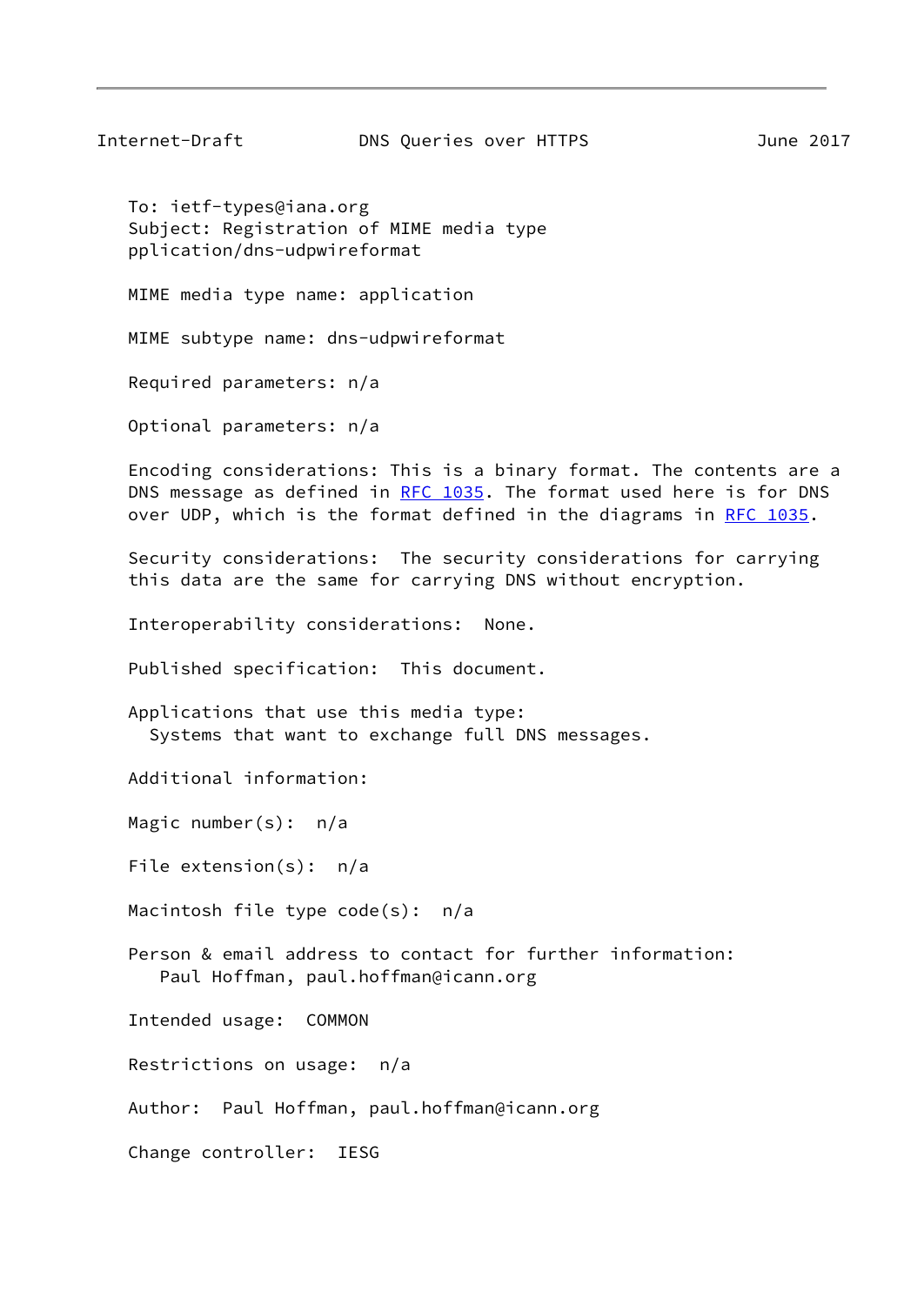To: ietf-types@iana.org
Subject: Registration of MIME media type
pplication/dns-udpwireformat

MIME media type name: application

MIME subtype name: dns-udpwireformat

Required parameters: n/a

Optional parameters: n/a

Encoding considerations: This is a binary format. The contents are a DNS message as defined in RFC 1035. The format used here is for DNS over UDP, which is the format defined in the diagrams in RFC 1035.

Security considerations: The security considerations for carrying this data are the same for carrying DNS without encryption.

Interoperability considerations: None.

Published specification: This document.

Applications that use this media type:
  Systems that want to exchange full DNS messages.

Additional information:

Magic number(s): n/a

File extension(s): n/a

Macintosh file type code(s): n/a

Person & email address to contact for further information:
   Paul Hoffman, paul.hoffman@icann.org

Intended usage: COMMON

Restrictions on usage: n/a

Author: Paul Hoffman, paul.hoffman@icann.org

Change controller: IESG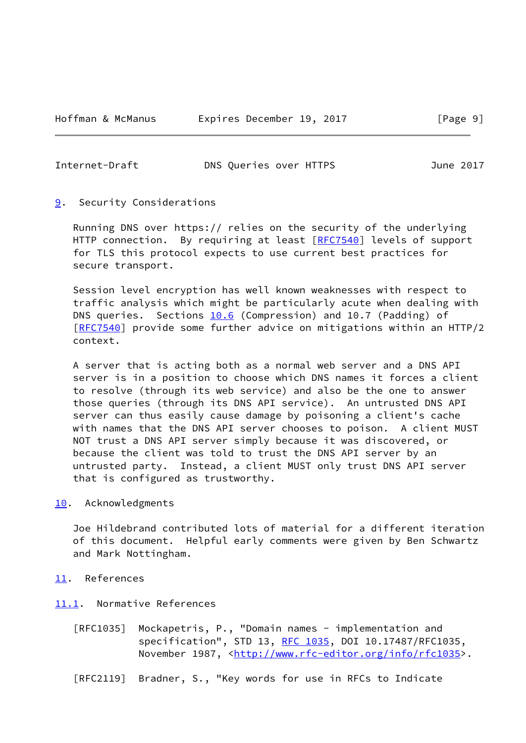## 9. Security Considerations

Running DNS over https:// relies on the security of the underlying HTTP connection. By requiring at least [RFC7540] levels of support for TLS this protocol expects to use current best practices for secure transport.

Session level encryption has well known weaknesses with respect to traffic analysis which might be particularly acute when dealing with DNS queries. Sections 10.6 (Compression) and 10.7 (Padding) of [RFC7540] provide some further advice on mitigations within an HTTP/2 context.

A server that is acting both as a normal web server and a DNS API server is in a position to choose which DNS names it forces a client to resolve (through its web service) and also be the one to answer those queries (through its DNS API service). An untrusted DNS API server can thus easily cause damage by poisoning a client's cache with names that the DNS API server chooses to poison. A client MUST NOT trust a DNS API server simply because it was discovered, or because the client was told to trust the DNS API server by an untrusted party. Instead, a client MUST only trust DNS API server that is configured as trustworthy.

## 10. Acknowledgments

Joe Hildebrand contributed lots of material for a different iteration of this document. Helpful early comments were given by Ben Schwartz and Mark Nottingham.

## 11. References

### 11.1. Normative References

[RFC1035] Mockapetris, P., "Domain names - implementation and specification", STD 13, RFC 1035, DOI 10.17487/RFC1035, November 1987, <http://www.rfc-editor.org/info/rfc1035>.

[RFC2119] Bradner, S., "Key words for use in RFCs to Indicate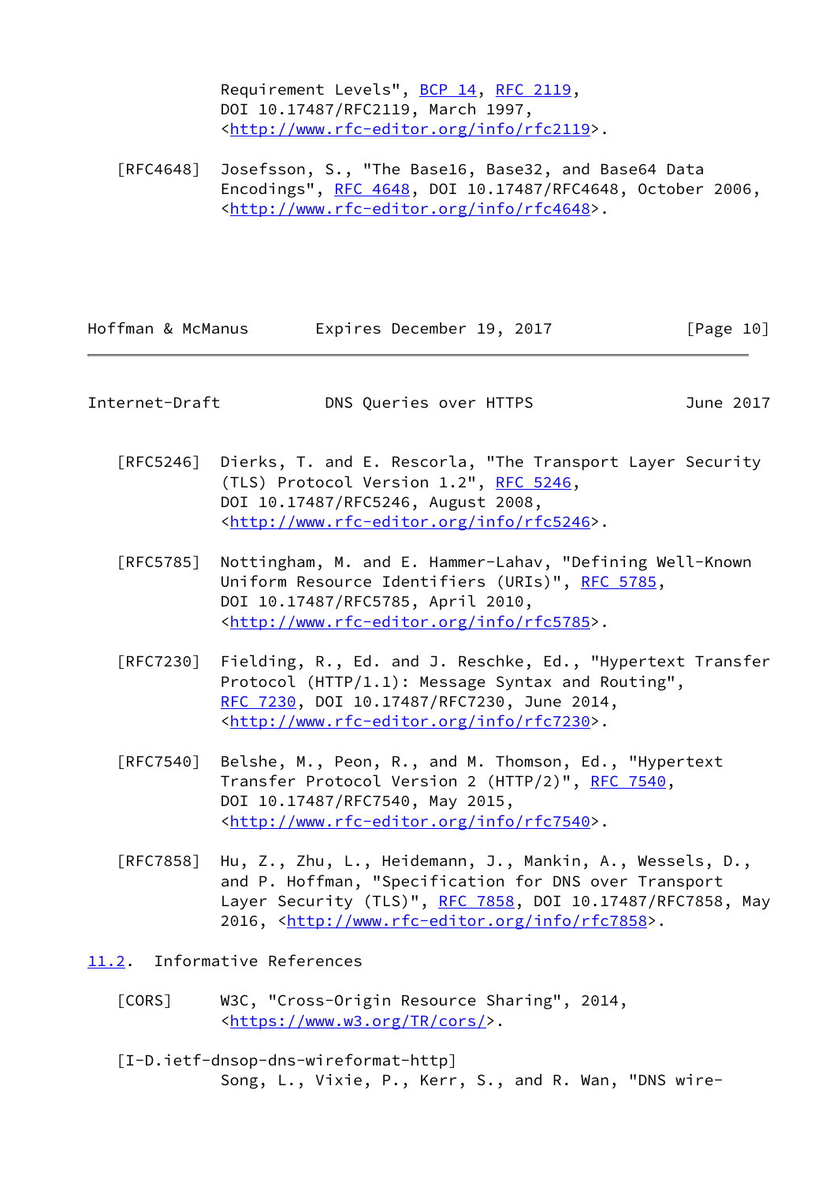Requirement Levels", BCP 14, RFC 2119, DOI 10.17487/RFC2119, March 1997, <http://www.rfc-editor.org/info/rfc2119>.

[RFC4648] Josefsson, S., "The Base16, Base32, and Base64 Data Encodings", RFC 4648, DOI 10.17487/RFC4648, October 2006, <http://www.rfc-editor.org/info/rfc4648>.

[RFC5246] Dierks, T. and E. Rescorla, "The Transport Layer Security (TLS) Protocol Version 1.2", RFC 5246, DOI 10.17487/RFC5246, August 2008, <http://www.rfc-editor.org/info/rfc5246>.

[RFC5785] Nottingham, M. and E. Hammer-Lahav, "Defining Well-Known Uniform Resource Identifiers (URIs)", RFC 5785, DOI 10.17487/RFC5785, April 2010, <http://www.rfc-editor.org/info/rfc5785>.

[RFC7230] Fielding, R., Ed. and J. Reschke, Ed., "Hypertext Transfer Protocol (HTTP/1.1): Message Syntax and Routing", RFC 7230, DOI 10.17487/RFC7230, June 2014, <http://www.rfc-editor.org/info/rfc7230>.

[RFC7540] Belshe, M., Peon, R., and M. Thomson, Ed., "Hypertext Transfer Protocol Version 2 (HTTP/2)", RFC 7540, DOI 10.17487/RFC7540, May 2015, <http://www.rfc-editor.org/info/rfc7540>.

[RFC7858] Hu, Z., Zhu, L., Heidemann, J., Mankin, A., Wessels, D., and P. Hoffman, "Specification for DNS over Transport Layer Security (TLS)", RFC 7858, DOI 10.17487/RFC7858, May 2016, <http://www.rfc-editor.org/info/rfc7858>.

### 11.2. Informative References

[CORS] W3C, "Cross-Origin Resource Sharing", 2014, <https://www.w3.org/TR/cors/>.

[I-D.ietf-dnsop-dns-wireformat-http]
Song, L., Vixie, P., Kerr, S., and R. Wan, "DNS wire-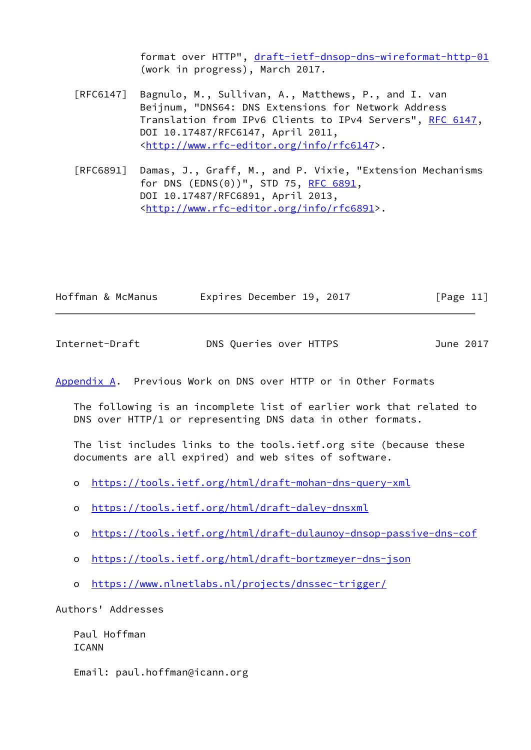format over HTTP", draft-ietf-dnsop-dns-wireformat-http-01 (work in progress), March 2017.

[RFC6147] Bagnulo, M., Sullivan, A., Matthews, P., and I. van Beijnum, "DNS64: DNS Extensions for Network Address Translation from IPv6 Clients to IPv4 Servers", RFC 6147, DOI 10.17487/RFC6147, April 2011, <http://www.rfc-editor.org/info/rfc6147>.

[RFC6891] Damas, J., Graff, M., and P. Vixie, "Extension Mechanisms for DNS (EDNS(0))", STD 75, RFC 6891, DOI 10.17487/RFC6891, April 2013, <http://www.rfc-editor.org/info/rfc6891>.

## Appendix A. Previous Work on DNS over HTTP or in Other Formats

The following is an incomplete list of earlier work that related to DNS over HTTP/1 or representing DNS data in other formats.

The list includes links to the tools.ietf.org site (because these documents are all expired) and web sites of software.

- https://tools.ietf.org/html/draft-mohan-dns-query-xml
- https://tools.ietf.org/html/draft-daley-dnsxml
- https://tools.ietf.org/html/draft-dulaunoy-dnsop-passive-dns-cof
- https://tools.ietf.org/html/draft-bortzmeyer-dns-json
- https://www.nlnetlabs.nl/projects/dnssec-trigger/

## Authors' Addresses

Paul Hoffman
ICANN

Email: paul.hoffman@icann.org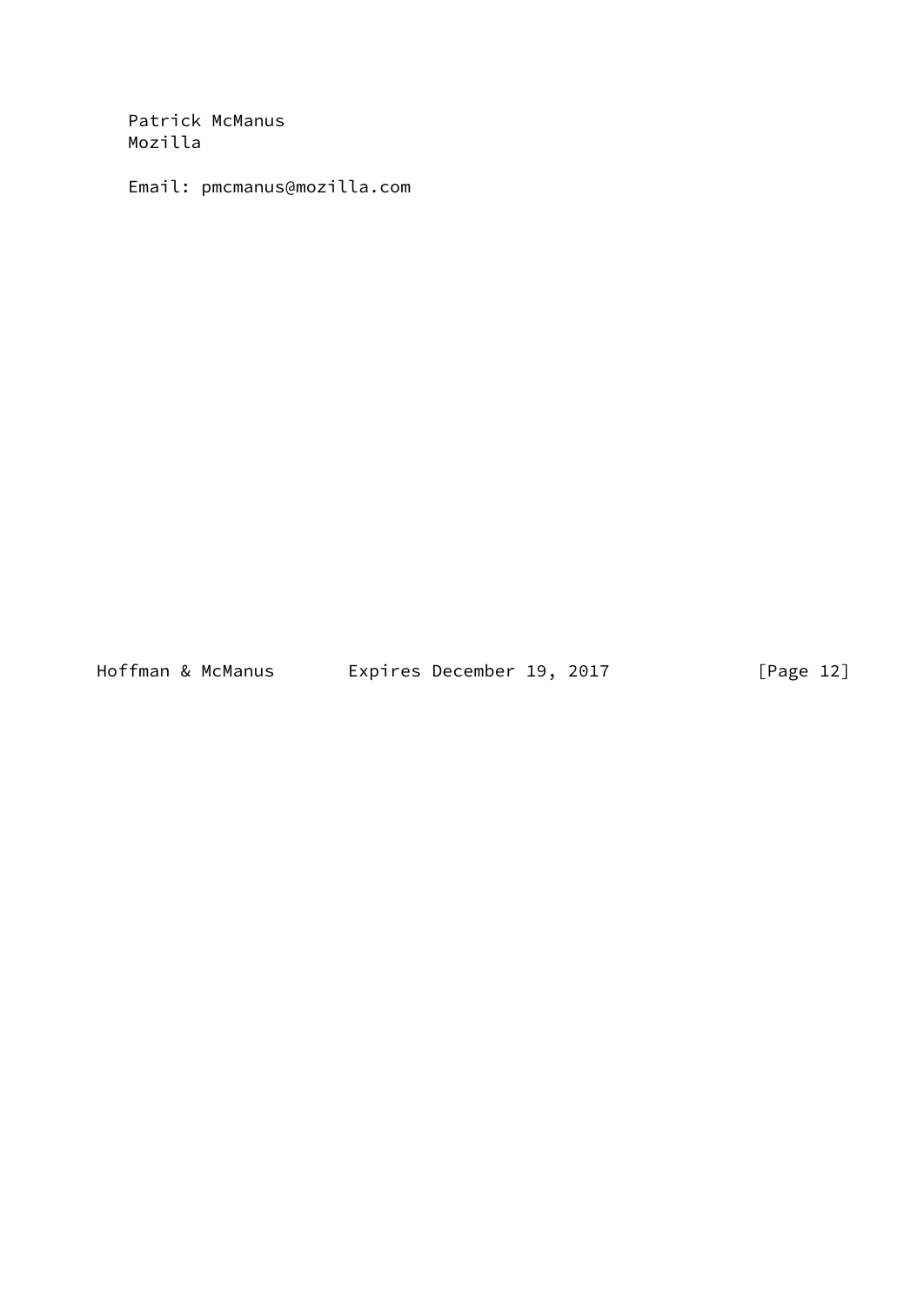Patrick McManus
Mozilla

Email: pmcmanus@mozilla.com